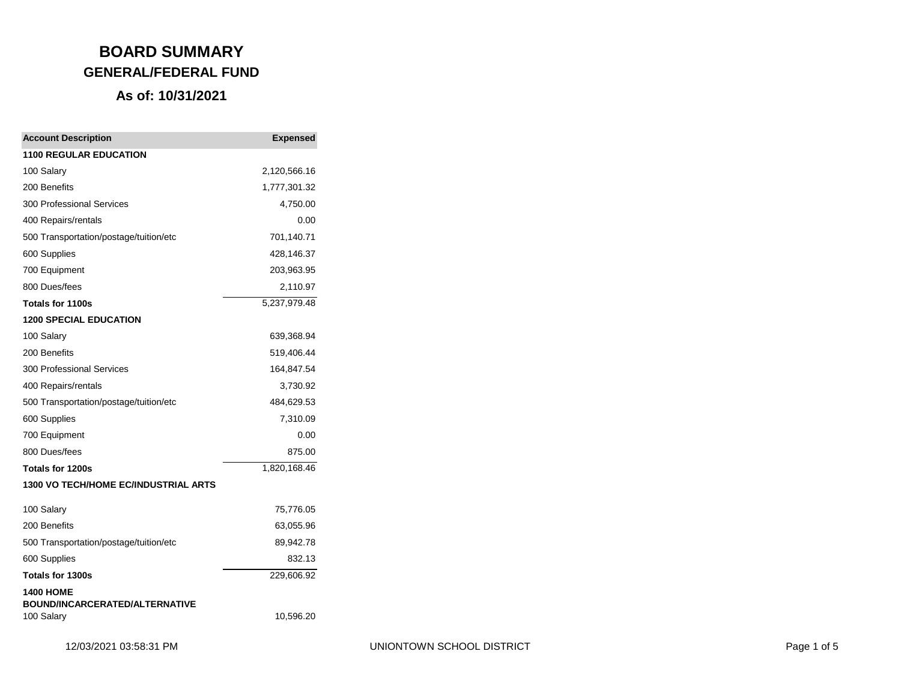# BOARD SUMMARY

## GENERAL/FEDERAL FUND

### As of: 10/31/2021

| Account Description | Expensed |
|---|---:|
| **1100 REGULAR EDUCATION** | |
| 100 Salary | 2,120,566.16 |
| 200 Benefits | 1,777,301.32 |
| 300 Professional Services | 4,750.00 |
| 400 Repairs/rentals | 0.00 |
| 500 Transportation/postage/tuition/etc | 701,140.71 |
| 600 Supplies | 428,146.37 |
| 700 Equipment | 203,963.95 |
| 800 Dues/fees | 2,110.97 |
| **Totals for 1100s** | 5,237,979.48 |
| **1200 SPECIAL EDUCATION** | |
| 100 Salary | 639,368.94 |
| 200 Benefits | 519,406.44 |
| 300 Professional Services | 164,847.54 |
| 400 Repairs/rentals | 3,730.92 |
| 500 Transportation/postage/tuition/etc | 484,629.53 |
| 600 Supplies | 7,310.09 |
| 700 Equipment | 0.00 |
| 800 Dues/fees | 875.00 |
| **Totals for 1200s** | 1,820,168.46 |
| **1300 VO TECH/HOME EC/INDUSTRIAL ARTS** | |
| 100 Salary | 75,776.05 |
| 200 Benefits | 63,055.96 |
| 500 Transportation/postage/tuition/etc | 89,942.78 |
| 600 Supplies | 832.13 |
| **Totals for 1300s** | 229,606.92 |
| **1400 HOME BOUND/INCARCERATED/ALTERNATIVE** | |
| 100 Salary | 10,596.20 |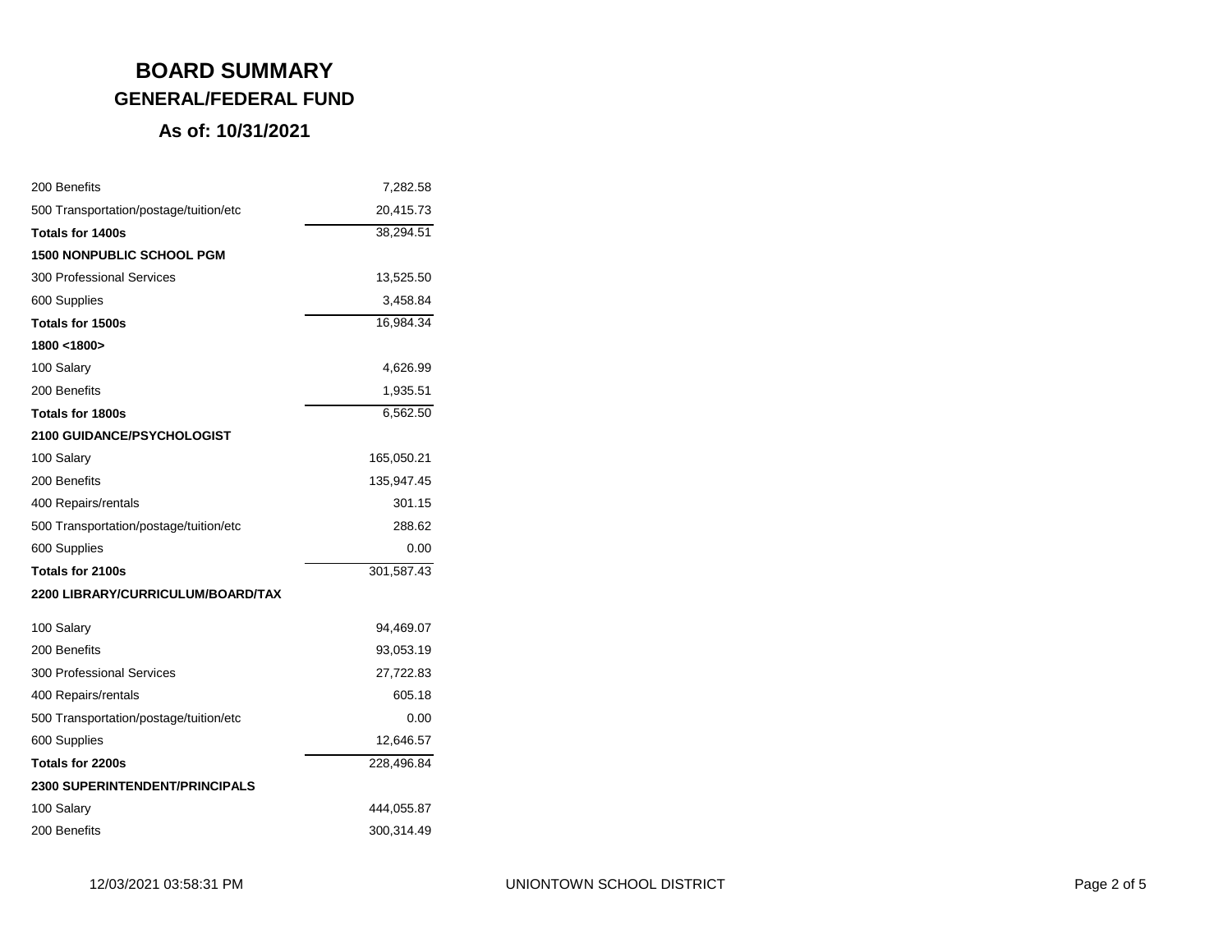# BOARD SUMMARY

## GENERAL/FEDERAL FUND

### As of: 10/31/2021

| | |
|---|---|
| 200 Benefits | 7,282.58 |
| 500 Transportation/postage/tuition/etc | 20,415.73 |
| **Totals for 1400s** | 38,294.51 |
| **1500 NONPUBLIC SCHOOL PGM** | |
| 300 Professional Services | 13,525.50 |
| 600 Supplies | 3,458.84 |
| **Totals for 1500s** | 16,984.34 |
| **1800 <1800>** | |
| 100 Salary | 4,626.99 |
| 200 Benefits | 1,935.51 |
| **Totals for 1800s** | 6,562.50 |
| **2100 GUIDANCE/PSYCHOLOGIST** | |
| 100 Salary | 165,050.21 |
| 200 Benefits | 135,947.45 |
| 400 Repairs/rentals | 301.15 |
| 500 Transportation/postage/tuition/etc | 288.62 |
| 600 Supplies | 0.00 |
| **Totals for 2100s** | 301,587.43 |
| **2200 LIBRARY/CURRICULUM/BOARD/TAX** | |
| 100 Salary | 94,469.07 |
| 200 Benefits | 93,053.19 |
| 300 Professional Services | 27,722.83 |
| 400 Repairs/rentals | 605.18 |
| 500 Transportation/postage/tuition/etc | 0.00 |
| 600 Supplies | 12,646.57 |
| **Totals for 2200s** | 228,496.84 |
| **2300 SUPERINTENDENT/PRINCIPALS** | |
| 100 Salary | 444,055.87 |
| 200 Benefits | 300,314.49 |

12/03/2021 03:58:31 PM UNIONTOWN SCHOOL DISTRICT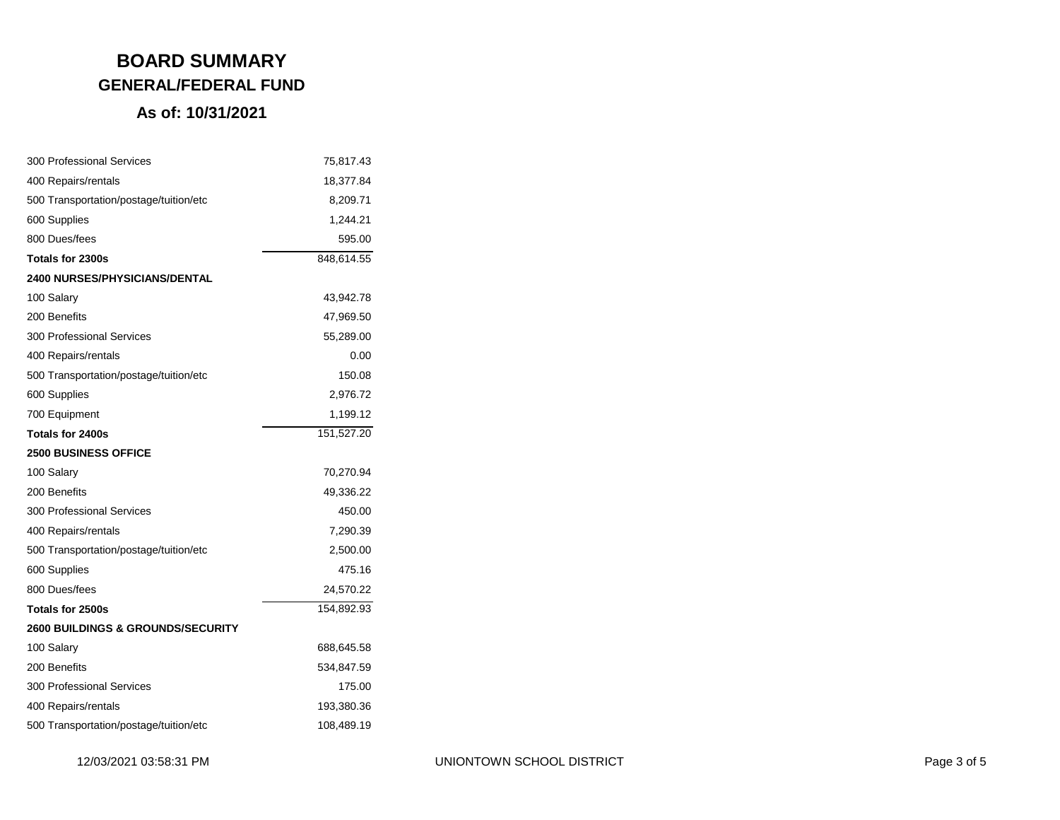# BOARD SUMMARY

## GENERAL/FEDERAL FUND

### As of: 10/31/2021

| | |
|---|---:|
| 300 Professional Services | 75,817.43 |
| 400 Repairs/rentals | 18,377.84 |
| 500 Transportation/postage/tuition/etc | 8,209.71 |
| 600 Supplies | 1,244.21 |
| 800 Dues/fees | 595.00 |
| **Totals for 2300s** | 848,614.55 |
| **2400 NURSES/PHYSICIANS/DENTAL** | |
| 100 Salary | 43,942.78 |
| 200 Benefits | 47,969.50 |
| 300 Professional Services | 55,289.00 |
| 400 Repairs/rentals | 0.00 |
| 500 Transportation/postage/tuition/etc | 150.08 |
| 600 Supplies | 2,976.72 |
| 700 Equipment | 1,199.12 |
| **Totals for 2400s** | 151,527.20 |
| **2500 BUSINESS OFFICE** | |
| 100 Salary | 70,270.94 |
| 200 Benefits | 49,336.22 |
| 300 Professional Services | 450.00 |
| 400 Repairs/rentals | 7,290.39 |
| 500 Transportation/postage/tuition/etc | 2,500.00 |
| 600 Supplies | 475.16 |
| 800 Dues/fees | 24,570.22 |
| **Totals for 2500s** | 154,892.93 |
| **2600 BUILDINGS & GROUNDS/SECURITY** | |
| 100 Salary | 688,645.58 |
| 200 Benefits | 534,847.59 |
| 300 Professional Services | 175.00 |
| 400 Repairs/rentals | 193,380.36 |
| 500 Transportation/postage/tuition/etc | 108,489.19 |

12/03/2021 03:58:31 PM UNIONTOWN SCHOOL DISTRICT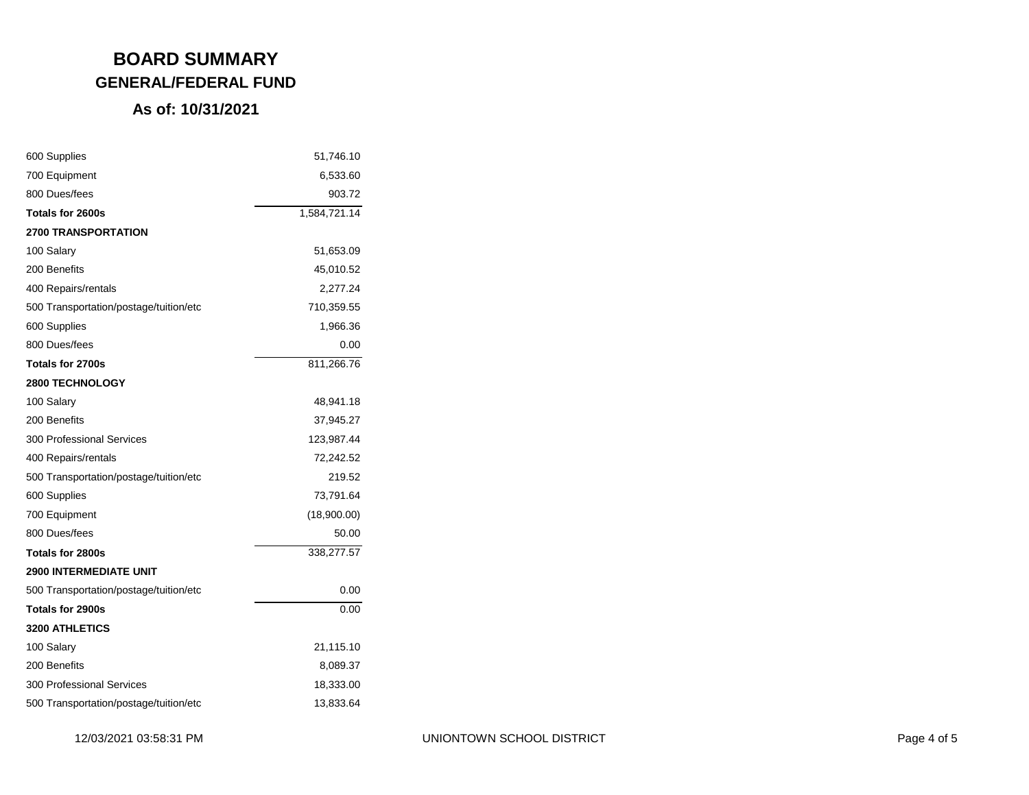# BOARD SUMMARY
## GENERAL/FEDERAL FUND
## As of: 10/31/2021

| | |
|---|---|
| 600 Supplies | 51,746.10 |
| 700 Equipment | 6,533.60 |
| 800 Dues/fees | 903.72 |
| **Totals for 2600s** | 1,584,721.14 |
| **2700 TRANSPORTATION** | |
| 100 Salary | 51,653.09 |
| 200 Benefits | 45,010.52 |
| 400 Repairs/rentals | 2,277.24 |
| 500 Transportation/postage/tuition/etc | 710,359.55 |
| 600 Supplies | 1,966.36 |
| 800 Dues/fees | 0.00 |
| **Totals for 2700s** | 811,266.76 |
| **2800 TECHNOLOGY** | |
| 100 Salary | 48,941.18 |
| 200 Benefits | 37,945.27 |
| 300 Professional Services | 123,987.44 |
| 400 Repairs/rentals | 72,242.52 |
| 500 Transportation/postage/tuition/etc | 219.52 |
| 600 Supplies | 73,791.64 |
| 700 Equipment | (18,900.00) |
| 800 Dues/fees | 50.00 |
| **Totals for 2800s** | 338,277.57 |
| **2900 INTERMEDIATE UNIT** | |
| 500 Transportation/postage/tuition/etc | 0.00 |
| **Totals for 2900s** | 0.00 |
| **3200 ATHLETICS** | |
| 100 Salary | 21,115.10 |
| 200 Benefits | 8,089.37 |
| 300 Professional Services | 18,333.00 |
| 500 Transportation/postage/tuition/etc | 13,833.64 |

12/03/2021 03:58:31 PM UNIONTOWN SCHOOL DISTRICT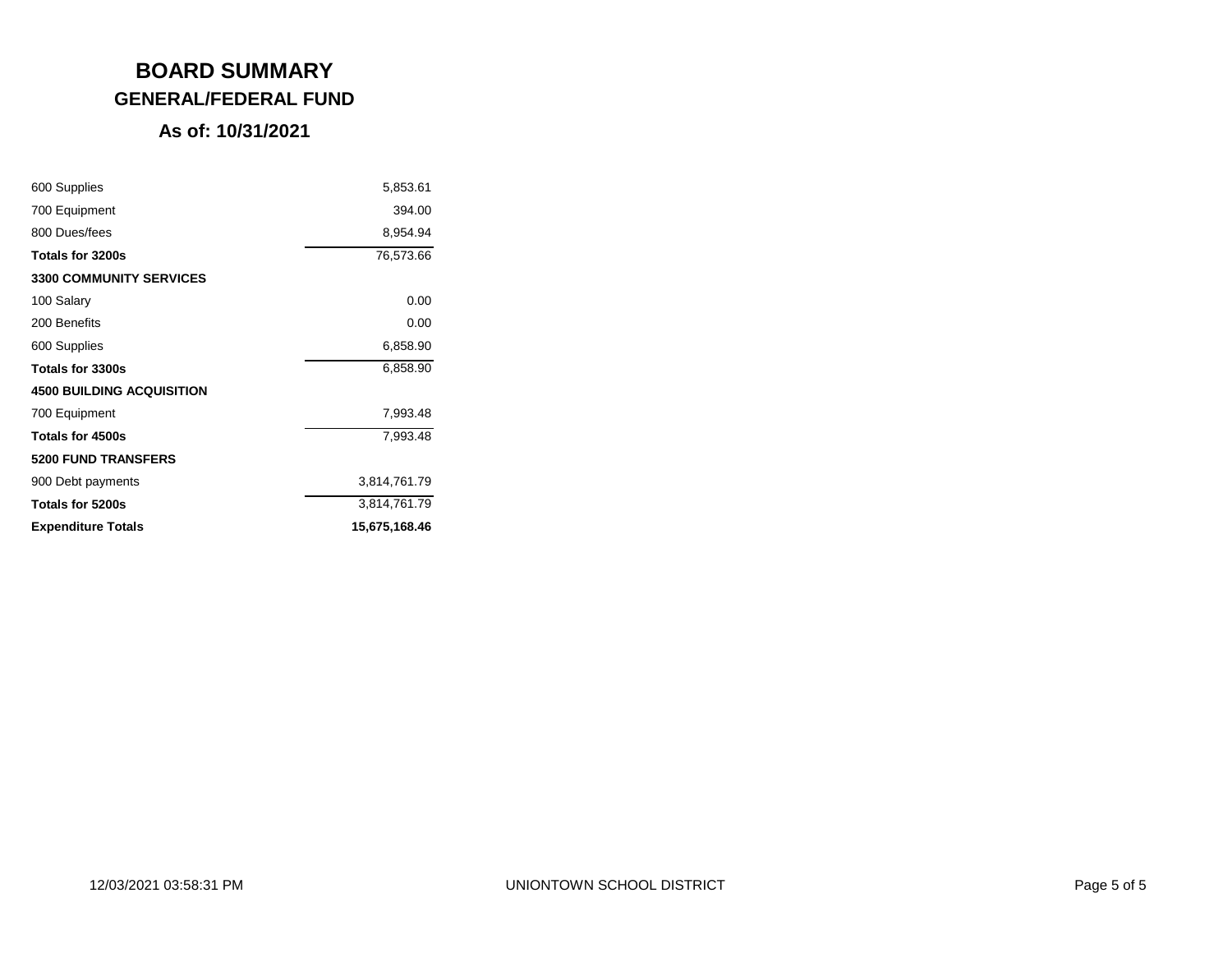# BOARD SUMMARY

## GENERAL/FEDERAL FUND

### As of: 10/31/2021

| | |
|---|---|
| 600 Supplies | 5,853.61 |
| 700 Equipment | 394.00 |
| 800 Dues/fees | 8,954.94 |
| **Totals for 3200s** | 76,573.66 |
| **3300 COMMUNITY SERVICES** | |
| 100 Salary | 0.00 |
| 200 Benefits | 0.00 |
| 600 Supplies | 6,858.90 |
| **Totals for 3300s** | 6,858.90 |
| **4500 BUILDING ACQUISITION** | |
| 700 Equipment | 7,993.48 |
| **Totals for 4500s** | 7,993.48 |
| **5200 FUND TRANSFERS** | |
| 900 Debt payments | 3,814,761.79 |
| **Totals for 5200s** | 3,814,761.79 |
| **Expenditure Totals** | **15,675,168.46** |

12/03/2021 03:58:31 PM UNIONTOWN SCHOOL DISTRICT